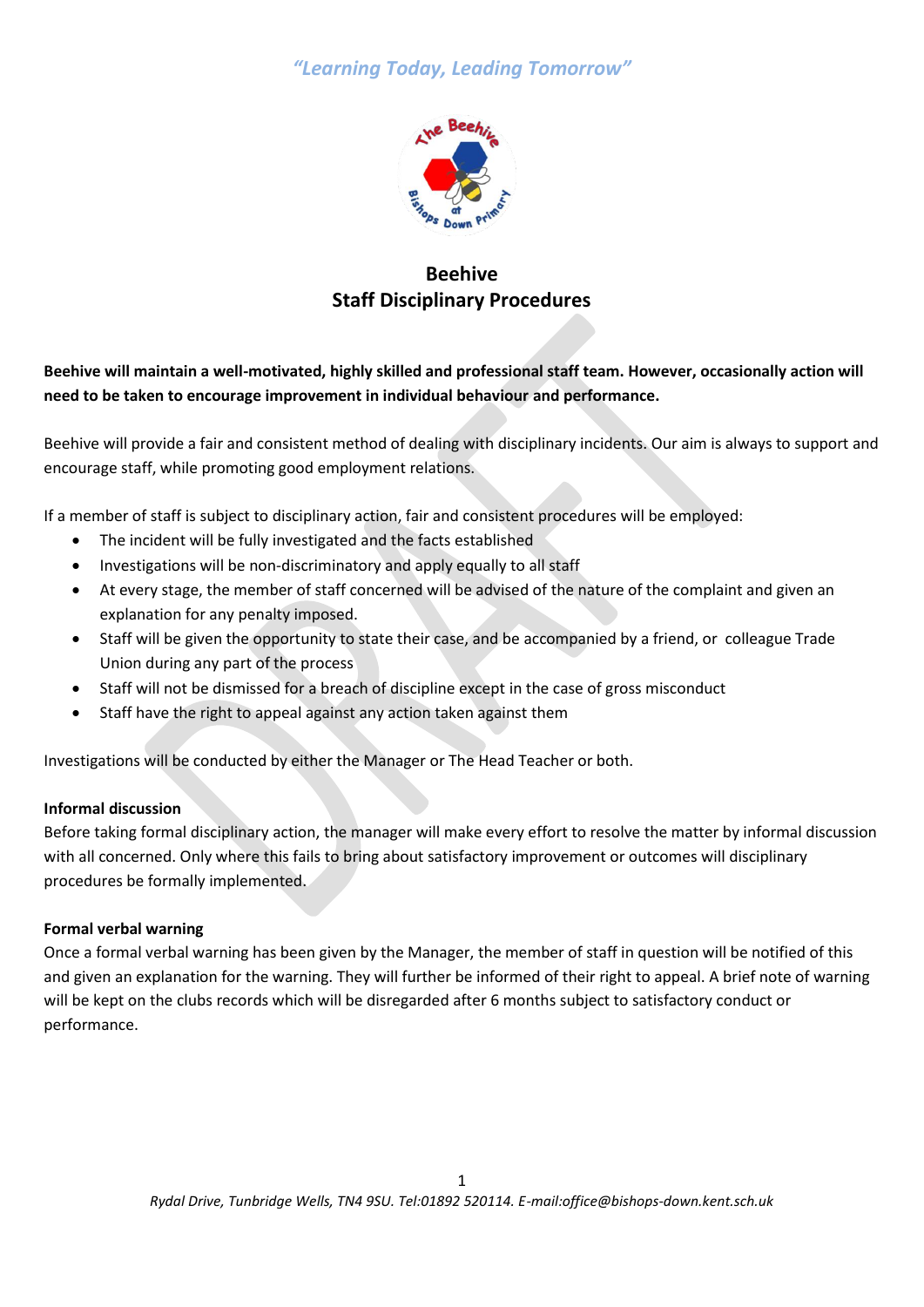# Beehive
# Staff Disciplinary Procedures

**Beehive will maintain a well-motivated, highly skilled and professional staff team. However, occasionally action will need to be taken to encourage improvement in individual behaviour and performance.**

Beehive will provide a fair and consistent method of dealing with disciplinary incidents. Our aim is always to support and encourage staff, while promoting good employment relations.

If a member of staff is subject to disciplinary action, fair and consistent procedures will be employed:

- The incident will be fully investigated and the facts established
- Investigations will be non-discriminatory and apply equally to all staff
- At every stage, the member of staff concerned will be advised of the nature of the complaint and given an explanation for any penalty imposed.
- Staff will be given the opportunity to state their case, and be accompanied by a friend, or colleague Trade Union during any part of the process
- Staff will not be dismissed for a breach of discipline except in the case of gross misconduct
- Staff have the right to appeal against any action taken against them

Investigations will be conducted by either the Manager or The Head Teacher or both.

**Informal discussion**

Before taking formal disciplinary action, the manager will make every effort to resolve the matter by informal discussion with all concerned. Only where this fails to bring about satisfactory improvement or outcomes will disciplinary procedures be formally implemented.

**Formal verbal warning**

Once a formal verbal warning has been given by the Manager, the member of staff in question will be notified of this and given an explanation for the warning. They will further be informed of their right to appeal. A brief note of warning will be kept on the clubs records which will be disregarded after 6 months subject to satisfactory conduct or performance.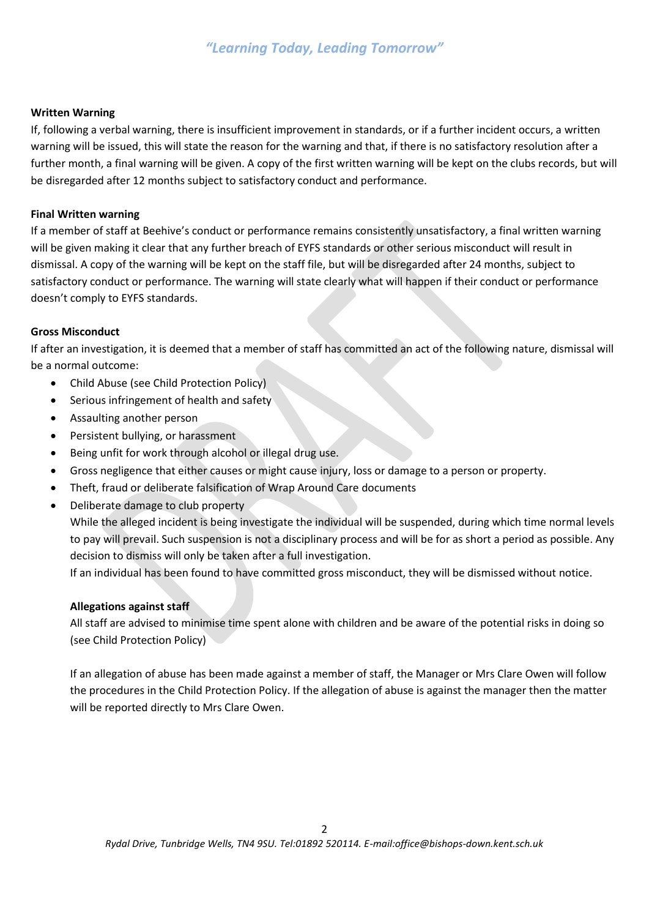**Written Warning**

If, following a verbal warning, there is insufficient improvement in standards, or if a further incident occurs, a written warning will be issued, this will state the reason for the warning and that, if there is no satisfactory resolution after a further month, a final warning will be given. A copy of the first written warning will be kept on the clubs records, but will be disregarded after 12 months subject to satisfactory conduct and performance.

**Final Written warning**

If a member of staff at Beehive's conduct or performance remains consistently unsatisfactory, a final written warning will be given making it clear that any further breach of EYFS standards or other serious misconduct will result in dismissal. A copy of the warning will be kept on the staff file, but will be disregarded after 24 months, subject to satisfactory conduct or performance. The warning will state clearly what will happen if their conduct or performance doesn't comply to EYFS standards.

**Gross Misconduct**

If after an investigation, it is deemed that a member of staff has committed an act of the following nature, dismissal will be a normal outcome:

- Child Abuse (see Child Protection Policy)
- Serious infringement of health and safety
- Assaulting another person
- Persistent bullying, or harassment
- Being unfit for work through alcohol or illegal drug use.
- Gross negligence that either causes or might cause injury, loss or damage to a person or property.
- Theft, fraud or deliberate falsification of Wrap Around Care documents
- Deliberate damage to club property

While the alleged incident is being investigate the individual will be suspended, during which time normal levels to pay will prevail. Such suspension is not a disciplinary process and will be for as short a period as possible. Any decision to dismiss will only be taken after a full investigation.

If an individual has been found to have committed gross misconduct, they will be dismissed without notice.

**Allegations against staff**

All staff are advised to minimise time spent alone with children and be aware of the potential risks in doing so (see Child Protection Policy)

If an allegation of abuse has been made against a member of staff, the Manager or Mrs Clare Owen will follow the procedures in the Child Protection Policy. If the allegation of abuse is against the manager then the matter will be reported directly to Mrs Clare Owen.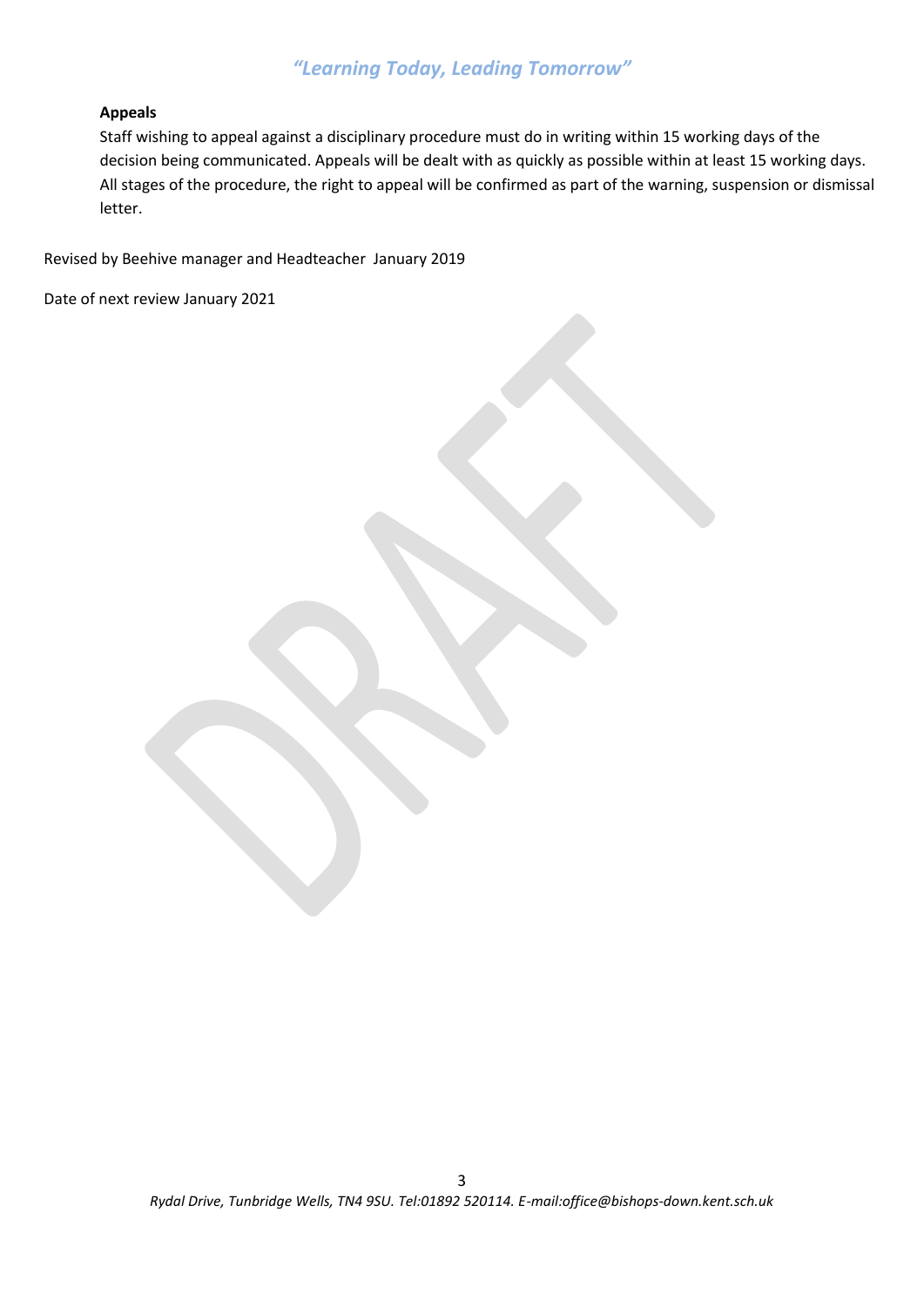**Appeals**

Staff wishing to appeal against a disciplinary procedure must do in writing within 15 working days of the decision being communicated. Appeals will be dealt with as quickly as possible within at least 15 working days. All stages of the procedure, the right to appeal will be confirmed as part of the warning, suspension or dismissal letter.

Revised by Beehive manager and Headteacher January 2019

Date of next review January 2021